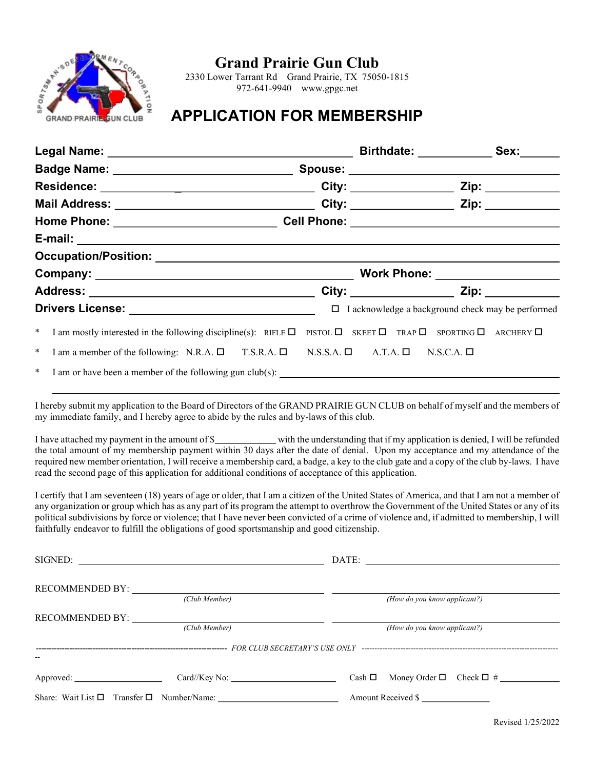# Grand Prairie Gun Club

2330 Lower Tarrant Rd Grand Prairie, TX 75050-1815
972-641-9940 www.gpgc.net

## APPLICATION FOR MEMBERSHIP

**Legal Name:** ______________________________ **Birthdate:** ___________ **Sex:** ______

**Badge Name:** ______________________________ **Spouse:** ______________________________

**Residence:** ______________________________ **City:** ________________ **Zip:** ____________

**Mail Address:** ______________________________ **City:** ________________ **Zip:** ____________

**Home Phone:** ______________________________ **Cell Phone:** ______________________________

**E-mail:** ______________________________

**Occupation/Position:** ______________________________

**Company:** ______________________________ **Work Phone:** ____________________

**Address:** ______________________________ **City:** ________________ **Zip:** ____________

**Drivers License:** ______________________________ ☐ I acknowledge a background check may be performed

\* I am mostly interested in the following discipline(s): RIFLE ☐ PISTOL ☐ SKEET ☐ TRAP ☐ SPORTING ☐ ARCHERY ☐

\* I am a member of the following: N.R.A. ☐ T.S.R.A. ☐ N.S.S.A. ☐ A.T.A. ☐ N.S.C.A. ☐

\* I am or have been a member of the following gun club(s): ______________________________

______________________________

I hereby submit my application to the Board of Directors of the GRAND PRAIRIE GUN CLUB on behalf of myself and the members of my immediate family, and I hereby agree to abide by the rules and by-laws of this club.

I have attached my payment in the amount of $____________ with the understanding that if my application is denied, I will be refunded the total amount of my membership payment within 30 days after the date of denial. Upon my acceptance and my attendance of the required new member orientation, I will receive a membership card, a badge, a key to the club gate and a copy of the club by-laws. I have read the second page of this application for additional conditions of acceptance of this application.

I certify that I am seventeen (18) years of age or older, that I am a citizen of the United States of America, and that I am not a member of any organization or group which has as any part of its program the attempt to overthrow the Government of the United States or any of its political subdivisions by force or violence; that I have never been convicted of a crime of violence and, if admitted to membership, I will faithfully endeavor to fulfill the obligations of good sportsmanship and good citizenship.

SIGNED: ______________________________ DATE: ______________________________

RECOMMENDED BY: ______________________________ ______________________________
*(Club Member)* *(How do you know applicant?)*

RECOMMENDED BY: ______________________________ ______________________________
*(Club Member)* *(How do you know applicant?)*

---------------------------------------- *FOR CLUB SECRETARY'S USE ONLY* ----------------------------------------

Approved: ____________________ Card//Key No: ____________________ Cash ☐ Money Order ☐ Check ☐ # ____________

Share: Wait List ☐ Transfer ☐ Number/Name: ____________________ Amount Received $ ______________

Revised 1/25/2022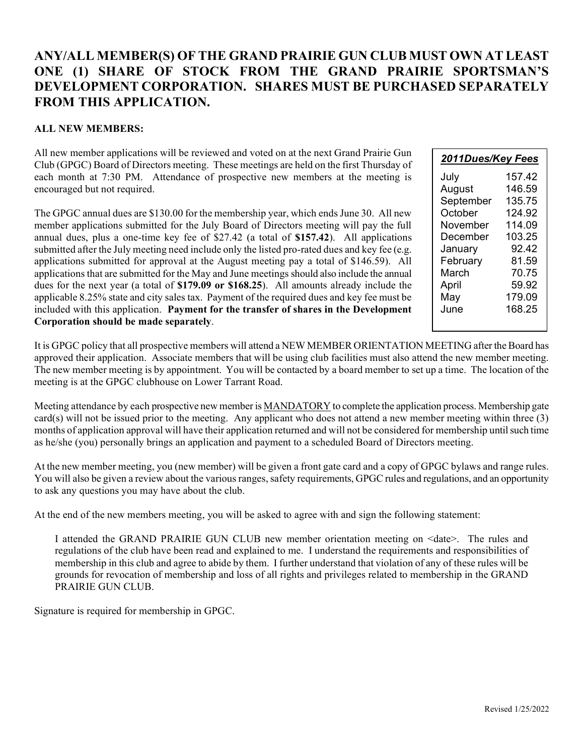**ANY/ALL MEMBER(S) OF THE GRAND PRAIRIE GUN CLUB MUST OWN AT LEAST ONE (1) SHARE OF STOCK FROM THE GRAND PRAIRIE SPORTSMAN'S DEVELOPMENT CORPORATION. SHARES MUST BE PURCHASED SEPARATELY FROM THIS APPLICATION.**

**ALL NEW MEMBERS:**

All new member applications will be reviewed and voted on at the next Grand Prairie Gun Club (GPGC) Board of Directors meeting. These meetings are held on the first Thursday of each month at 7:30 PM. Attendance of prospective new members at the meeting is encouraged but not required.

The GPGC annual dues are $130.00 for the membership year, which ends June 30. All new member applications submitted for the July Board of Directors meeting will pay the full annual dues, plus a one-time key fee of $27.42 (a total of **$157.42**). All applications submitted after the July meeting need include only the listed pro-rated dues and key fee (e.g. applications submitted for approval at the August meeting pay a total of $146.59). All applications that are submitted for the May and June meetings should also include the annual dues for the next year (a total of **$179.09 or $168.25**). All amounts already include the applicable 8.25% state and city sales tax. Payment of the required dues and key fee must be included with this application. **Payment for the transfer of shares in the Development Corporation should be made separately**.

| ***2011Dues/Key Fees*** | |
|---|---|
| July | 157.42 |
| August | 146.59 |
| September | 135.75 |
| October | 124.92 |
| November | 114.09 |
| December | 103.25 |
| January | 92.42 |
| February | 81.59 |
| March | 70.75 |
| April | 59.92 |
| May | 179.09 |
| June | 168.25 |

It is GPGC policy that all prospective members will attend a NEW MEMBER ORIENTATION MEETING after the Board has approved their application. Associate members that will be using club facilities must also attend the new member meeting. The new member meeting is by appointment. You will be contacted by a board member to set up a time. The location of the meeting is at the GPGC clubhouse on Lower Tarrant Road.

Meeting attendance by each prospective new member is MANDATORY to complete the application process. Membership gate card(s) will not be issued prior to the meeting. Any applicant who does not attend a new member meeting within three (3) months of application approval will have their application returned and will not be considered for membership until such time as he/she (you) personally brings an application and payment to a scheduled Board of Directors meeting.

At the new member meeting, you (new member) will be given a front gate card and a copy of GPGC bylaws and range rules. You will also be given a review about the various ranges, safety requirements, GPGC rules and regulations, and an opportunity to ask any questions you may have about the club.

At the end of the new members meeting, you will be asked to agree with and sign the following statement:

> I attended the GRAND PRAIRIE GUN CLUB new member orientation meeting on <date>. The rules and regulations of the club have been read and explained to me. I understand the requirements and responsibilities of membership in this club and agree to abide by them. I further understand that violation of any of these rules will be grounds for revocation of membership and loss of all rights and privileges related to membership in the GRAND PRAIRIE GUN CLUB.

Signature is required for membership in GPGC.

Revised 1/25/2022